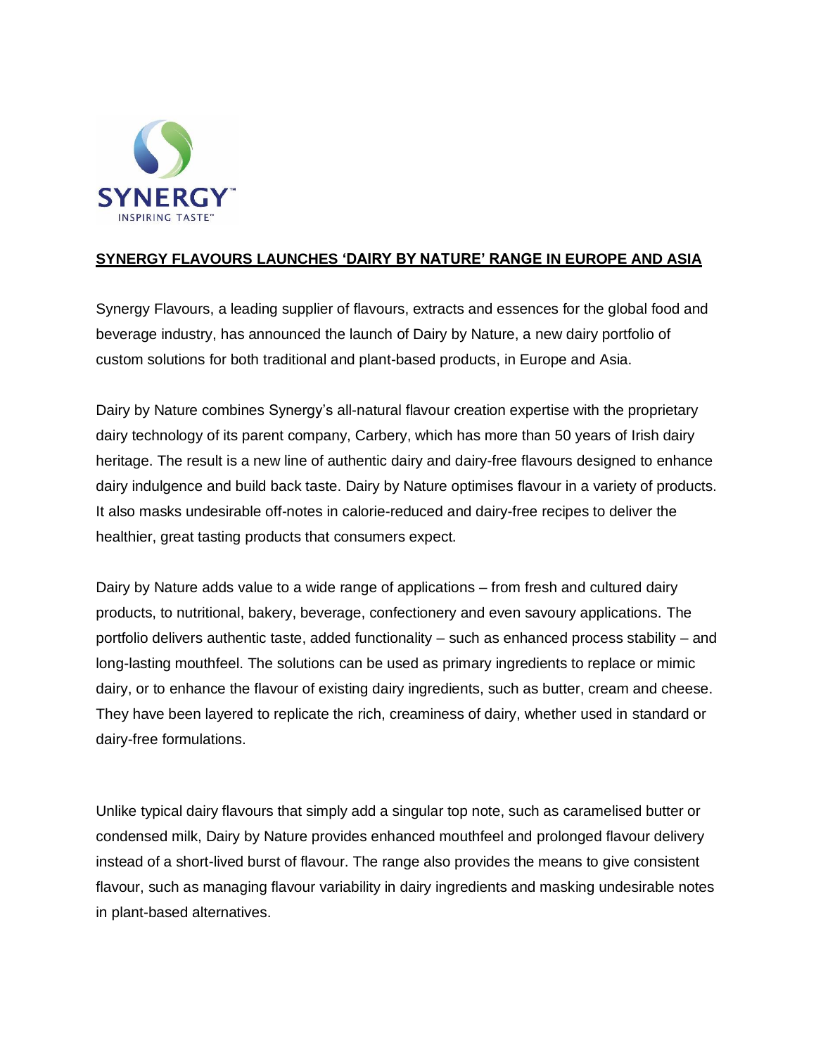# SYNERGY FLAVOURS LAUNCHES 'DAIRY BY NATURE' RANGE IN EUROPE AND ASIA

Synergy Flavours, a leading supplier of flavours, extracts and essences for the global food and beverage industry, has announced the launch of Dairy by Nature, a new dairy portfolio of custom solutions for both traditional and plant-based products, in Europe and Asia.

Dairy by Nature combines Synergy's all-natural flavour creation expertise with the proprietary dairy technology of its parent company, Carbery, which has more than 50 years of Irish dairy heritage. The result is a new line of authentic dairy and dairy-free flavours designed to enhance dairy indulgence and build back taste. Dairy by Nature optimises flavour in a variety of products. It also masks undesirable off-notes in calorie-reduced and dairy-free recipes to deliver the healthier, great tasting products that consumers expect.

Dairy by Nature adds value to a wide range of applications – from fresh and cultured dairy products, to nutritional, bakery, beverage, confectionery and even savoury applications. The portfolio delivers authentic taste, added functionality – such as enhanced process stability – and long-lasting mouthfeel. The solutions can be used as primary ingredients to replace or mimic dairy, or to enhance the flavour of existing dairy ingredients, such as butter, cream and cheese. They have been layered to replicate the rich, creaminess of dairy, whether used in standard or dairy-free formulations.

Unlike typical dairy flavours that simply add a singular top note, such as caramelised butter or condensed milk, Dairy by Nature provides enhanced mouthfeel and prolonged flavour delivery instead of a short-lived burst of flavour. The range also provides the means to give consistent flavour, such as managing flavour variability in dairy ingredients and masking undesirable notes in plant-based alternatives.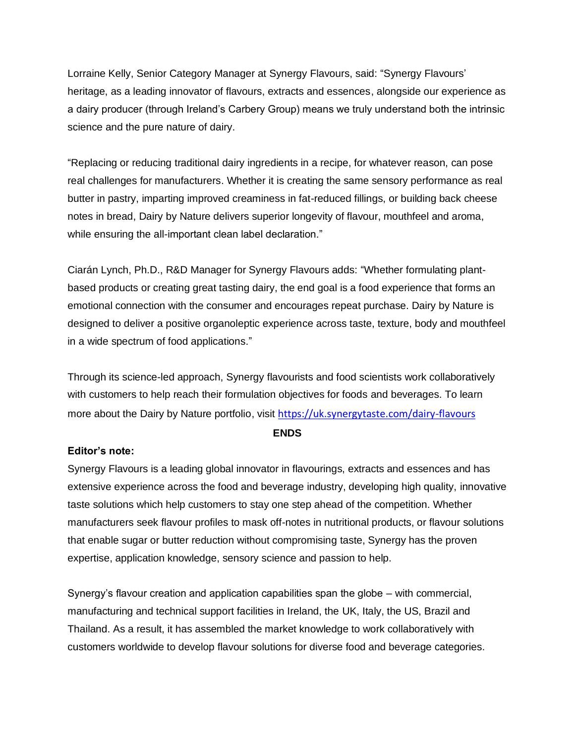Lorraine Kelly, Senior Category Manager at Synergy Flavours, said: "Synergy Flavours' heritage, as a leading innovator of flavours, extracts and essences, alongside our experience as a dairy producer (through Ireland's Carbery Group) means we truly understand both the intrinsic science and the pure nature of dairy.

"Replacing or reducing traditional dairy ingredients in a recipe, for whatever reason, can pose real challenges for manufacturers. Whether it is creating the same sensory performance as real butter in pastry, imparting improved creaminess in fat-reduced fillings, or building back cheese notes in bread, Dairy by Nature delivers superior longevity of flavour, mouthfeel and aroma, while ensuring the all-important clean label declaration."

Ciarán Lynch, Ph.D., R&D Manager for Synergy Flavours adds: "Whether formulating plant-based products or creating great tasting dairy, the end goal is a food experience that forms an emotional connection with the consumer and encourages repeat purchase. Dairy by Nature is designed to deliver a positive organoleptic experience across taste, texture, body and mouthfeel in a wide spectrum of food applications."

Through its science-led approach, Synergy flavourists and food scientists work collaboratively with customers to help reach their formulation objectives for foods and beverages. To learn more about the Dairy by Nature portfolio, visit https://uk.synergytaste.com/dairy-flavours

**ENDS**

**Editor's note:**

Synergy Flavours is a leading global innovator in flavourings, extracts and essences and has extensive experience across the food and beverage industry, developing high quality, innovative taste solutions which help customers to stay one step ahead of the competition. Whether manufacturers seek flavour profiles to mask off-notes in nutritional products, or flavour solutions that enable sugar or butter reduction without compromising taste, Synergy has the proven expertise, application knowledge, sensory science and passion to help.

Synergy's flavour creation and application capabilities span the globe – with commercial, manufacturing and technical support facilities in Ireland, the UK, Italy, the US, Brazil and Thailand. As a result, it has assembled the market knowledge to work collaboratively with customers worldwide to develop flavour solutions for diverse food and beverage categories.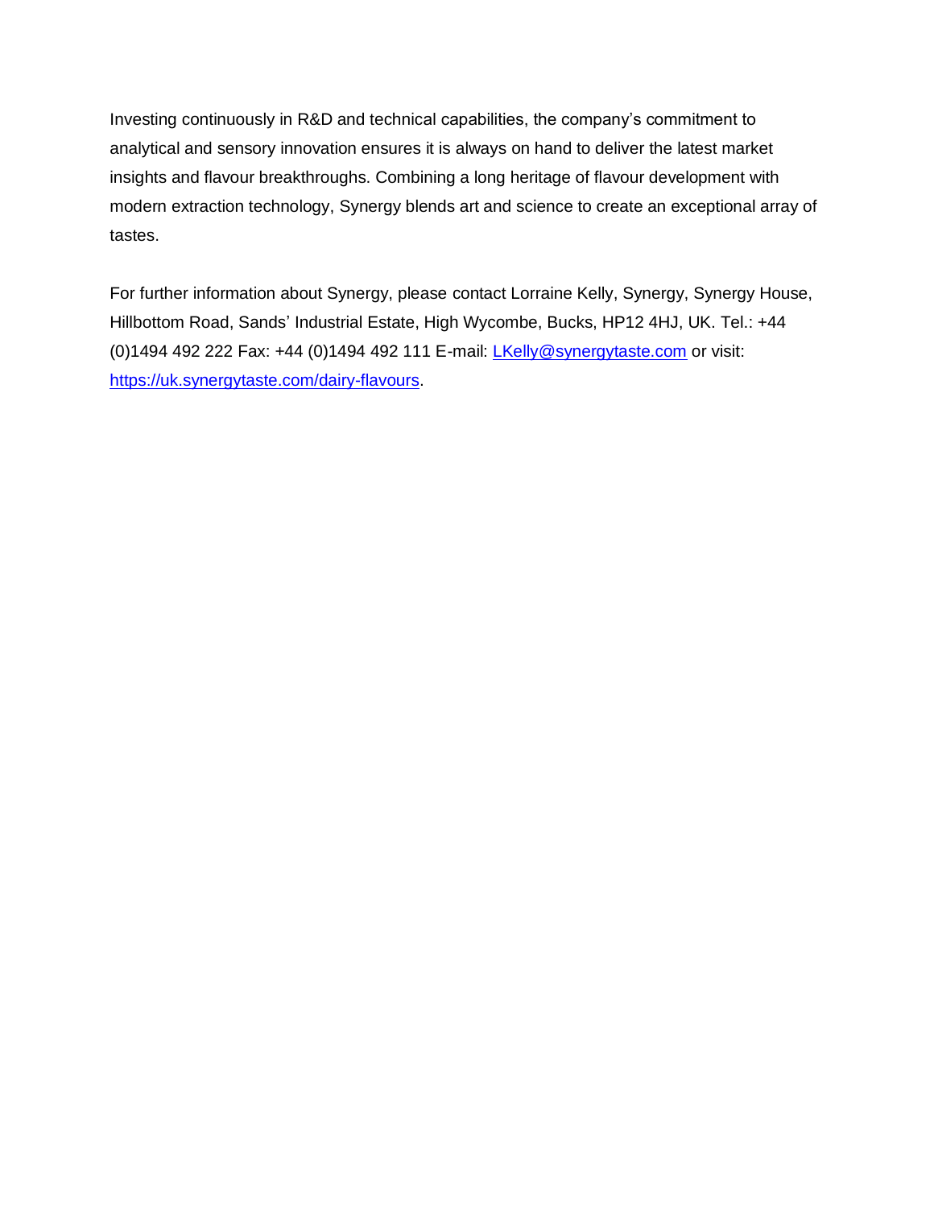Investing continuously in R&D and technical capabilities, the company's commitment to analytical and sensory innovation ensures it is always on hand to deliver the latest market insights and flavour breakthroughs. Combining a long heritage of flavour development with modern extraction technology, Synergy blends art and science to create an exceptional array of tastes.

For further information about Synergy, please contact Lorraine Kelly, Synergy, Synergy House, Hillbottom Road, Sands' Industrial Estate, High Wycombe, Bucks, HP12 4HJ, UK. Tel.: +44 (0)1494 492 222 Fax: +44 (0)1494 492 111 E-mail: LKelly@synergytaste.com or visit: https://uk.synergytaste.com/dairy-flavours.